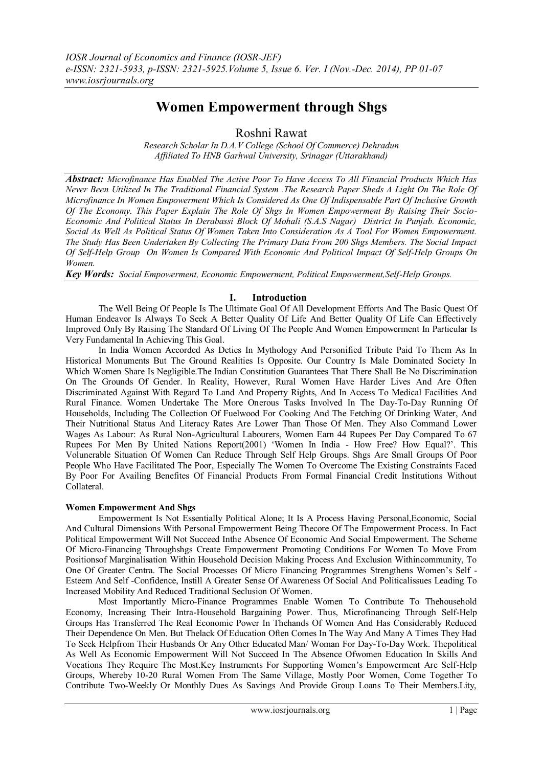# Women Empowerment through Shgs

Roshni Rawat

*Research Scholar In D.A.V College (School Of Commerce) Dehradun*
*Affiliated To HNB Garhwal University, Srinagar (Uttarakhand)*

***Abstract:*** *Microfinance Has Enabled The Active Poor To Have Access To All Financial Products Which Has Never Been Utilized In The Traditional Financial System .The Research Paper Sheds A Light On The Role Of Microfinance In Women Empowerment Which Is Considered As One Of Indispensable Part Of Inclusive Growth Of The Economy. This Paper Explain The Role Of Shgs In Women Empowerment By Raising Their Socio-Economic And Political Status In Derabassi Block Of Mohali (S.A.S Nagar) District In Punjab. Economic, Social As Well As Political Status Of Women Taken Into Consideration As A Tool For Women Empowerment. The Study Has Been Undertaken By Collecting The Primary Data From 200 Shgs Members. The Social Impact Of Self-Help Group On Women Is Compared With Economic And Political Impact Of Self-Help Groups On Women.*

***Key Words:*** *Social Empowerment, Economic Empowerment, Political Empowerment,Self-Help Groups.*

## I. Introduction

The Well Being Of People Is The Ultimate Goal Of All Development Efforts And The Basic Quest Of Human Endeavor Is Always To Seek A Better Quality Of Life And Better Quality Of Life Can Effectively Improved Only By Raising The Standard Of Living Of The People And Women Empowerment In Particular Is Very Fundamental In Achieving This Goal.

In India Women Accorded As Deties In Mythology And Personified Tribute Paid To Them As In Historical Monuments But The Ground Realities Is Opposite. Our Country Is Male Dominated Society In Which Women Share Is Negligible.The Indian Constitution Guarantees That There Shall Be No Discrimination On The Grounds Of Gender. In Reality, However, Rural Women Have Harder Lives And Are Often Discriminated Against With Regard To Land And Property Rights, And In Access To Medical Facilities And Rural Finance. Women Undertake The More Onerous Tasks Involved In The Day-To-Day Running Of Households, Including The Collection Of Fuelwood For Cooking And The Fetching Of Drinking Water, And Their Nutritional Status And Literacy Rates Are Lower Than Those Of Men. They Also Command Lower Wages As Labour: As Rural Non-Agricultural Labourers, Women Earn 44 Rupees Per Day Compared To 67 Rupees For Men By United Nations Report(2001) 'Women In India - How Free? How Equal?'. This Volunerable Situation Of Women Can Reduce Through Self Help Groups. Shgs Are Small Groups Of Poor People Who Have Facilitated The Poor, Especially The Women To Overcome The Existing Constraints Faced By Poor For Availing Benefites Of Financial Products From Formal Financial Credit Institutions Without Collateral.

### Women Empowerment And Shgs

Empowerment Is Not Essentially Political Alone; It Is A Process Having Personal,Economic, Social And Cultural Dimensions With Personal Empowerment Being Thecore Of The Empowerment Process. In Fact Political Empowerment Will Not Succeed Inthe Absence Of Economic And Social Empowerment. The Scheme Of Micro-Financing Throughshgs Create Empowerment Promoting Conditions For Women To Move From Positionsof Marginalisation Within Household Decision Making Process And Exclusion Withincommunity, To One Of Greater Centra. The Social Processes Of Micro Financing Programmes Strengthens Women's Self - Esteem And Self -Confidence, Instill A Greater Sense Of Awareness Of Social And Politicalissues Leading To Increased Mobility And Reduced Traditional Seclusion Of Women.

Most Importantly Micro-Finance Programmes Enable Women To Contribute To Thehousehold Economy, Increasing Their Intra-Household Bargaining Power. Thus, Microfinancing Through Self-Help Groups Has Transferred The Real Economic Power In Thehands Of Women And Has Considerably Reduced Their Dependence On Men. But Thelack Of Education Often Comes In The Way And Many A Times They Had To Seek Helpfrom Their Husbands Or Any Other Educated Man/ Woman For Day-To-Day Work. Thepolitical As Well As Economic Empowerment Will Not Succeed In The Absence Ofwomen Education In Skills And Vocations They Require The Most.Key Instruments For Supporting Women's Empowerment Are Self-Help Groups, Whereby 10-20 Rural Women From The Same Village, Mostly Poor Women, Come Together To Contribute Two-Weekly Or Monthly Dues As Savings And Provide Group Loans To Their Members.Lity,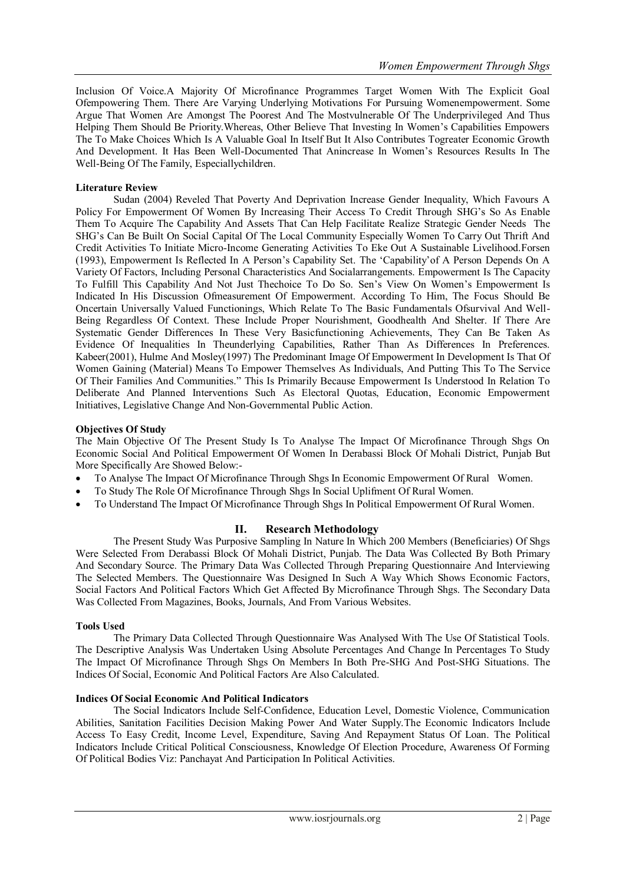Inclusion Of Voice.A Majority Of Microfinance Programmes Target Women With The Explicit Goal Ofempowering Them. There Are Varying Underlying Motivations For Pursuing Womenempowerment. Some Argue That Women Are Amongst The Poorest And The Mostvulnerable Of The Underprivileged And Thus Helping Them Should Be Priority.Whereas, Other Believe That Investing In Women's Capabilities Empowers The To Make Choices Which Is A Valuable Goal In Itself But It Also Contributes Togreater Economic Growth And Development. It Has Been Well-Documented That Anincrease In Women's Resources Results In The Well-Being Of The Family, Especiallychildren.

**Literature Review**

Sudan (2004) Reveled That Poverty And Deprivation Increase Gender Inequality, Which Favours A Policy For Empowerment Of Women By Increasing Their Access To Credit Through SHG's So As Enable Them To Acquire The Capability And Assets That Can Help Facilitate Realize Strategic Gender Needs The SHG's Can Be Built On Social Capital Of The Local Community Especially Women To Carry Out Thrift And Credit Activities To Initiate Micro-Income Generating Activities To Eke Out A Sustainable Livelihood.Forsen (1993), Empowerment Is Reflected In A Person's Capability Set. The 'Capability'of A Person Depends On A Variety Of Factors, Including Personal Characteristics And Socialarrangements. Empowerment Is The Capacity To Fulfill This Capability And Not Just Thechoice To Do So. Sen's View On Women's Empowerment Is Indicated In His Discussion Ofmeasurement Of Empowerment. According To Him, The Focus Should Be Oncertain Universally Valued Functionings, Which Relate To The Basic Fundamentals Ofsurvival And Well-Being Regardless Of Context. These Include Proper Nourishment, Goodhealth And Shelter. If There Are Systematic Gender Differences In These Very Basicfunctioning Achievements, They Can Be Taken As Evidence Of Inequalities In Theunderlying Capabilities, Rather Than As Differences In Preferences. Kabeer(2001), Hulme And Mosley(1997) The Predominant Image Of Empowerment In Development Is That Of Women Gaining (Material) Means To Empower Themselves As Individuals, And Putting This To The Service Of Their Families And Communities." This Is Primarily Because Empowerment Is Understood In Relation To Deliberate And Planned Interventions Such As Electoral Quotas, Education, Economic Empowerment Initiatives, Legislative Change And Non-Governmental Public Action.

**Objectives Of Study**

The Main Objective Of The Present Study Is To Analyse The Impact Of Microfinance Through Shgs On Economic Social And Political Empowerment Of Women In Derabassi Block Of Mohali District, Punjab But More Specifically Are Showed Below:-

- To Analyse The Impact Of Microfinance Through Shgs In Economic Empowerment Of Rural Women.
- To Study The Role Of Microfinance Through Shgs In Social Uplifment Of Rural Women.
- To Understand The Impact Of Microfinance Through Shgs In Political Empowerment Of Rural Women.

## II. Research Methodology

The Present Study Was Purposive Sampling In Nature In Which 200 Members (Beneficiaries) Of Shgs Were Selected From Derabassi Block Of Mohali District, Punjab. The Data Was Collected By Both Primary And Secondary Source. The Primary Data Was Collected Through Preparing Questionnaire And Interviewing The Selected Members. The Questionnaire Was Designed In Such A Way Which Shows Economic Factors, Social Factors And Political Factors Which Get Affected By Microfinance Through Shgs. The Secondary Data Was Collected From Magazines, Books, Journals, And From Various Websites.

**Tools Used**

The Primary Data Collected Through Questionnaire Was Analysed With The Use Of Statistical Tools. The Descriptive Analysis Was Undertaken Using Absolute Percentages And Change In Percentages To Study The Impact Of Microfinance Through Shgs On Members In Both Pre-SHG And Post-SHG Situations. The Indices Of Social, Economic And Political Factors Are Also Calculated.

**Indices Of Social Economic And Political Indicators**

The Social Indicators Include Self-Confidence, Education Level, Domestic Violence, Communication Abilities, Sanitation Facilities Decision Making Power And Water Supply.The Economic Indicators Include Access To Easy Credit, Income Level, Expenditure, Saving And Repayment Status Of Loan. The Political Indicators Include Critical Political Consciousness, Knowledge Of Election Procedure, Awareness Of Forming Of Political Bodies Viz: Panchayat And Participation In Political Activities.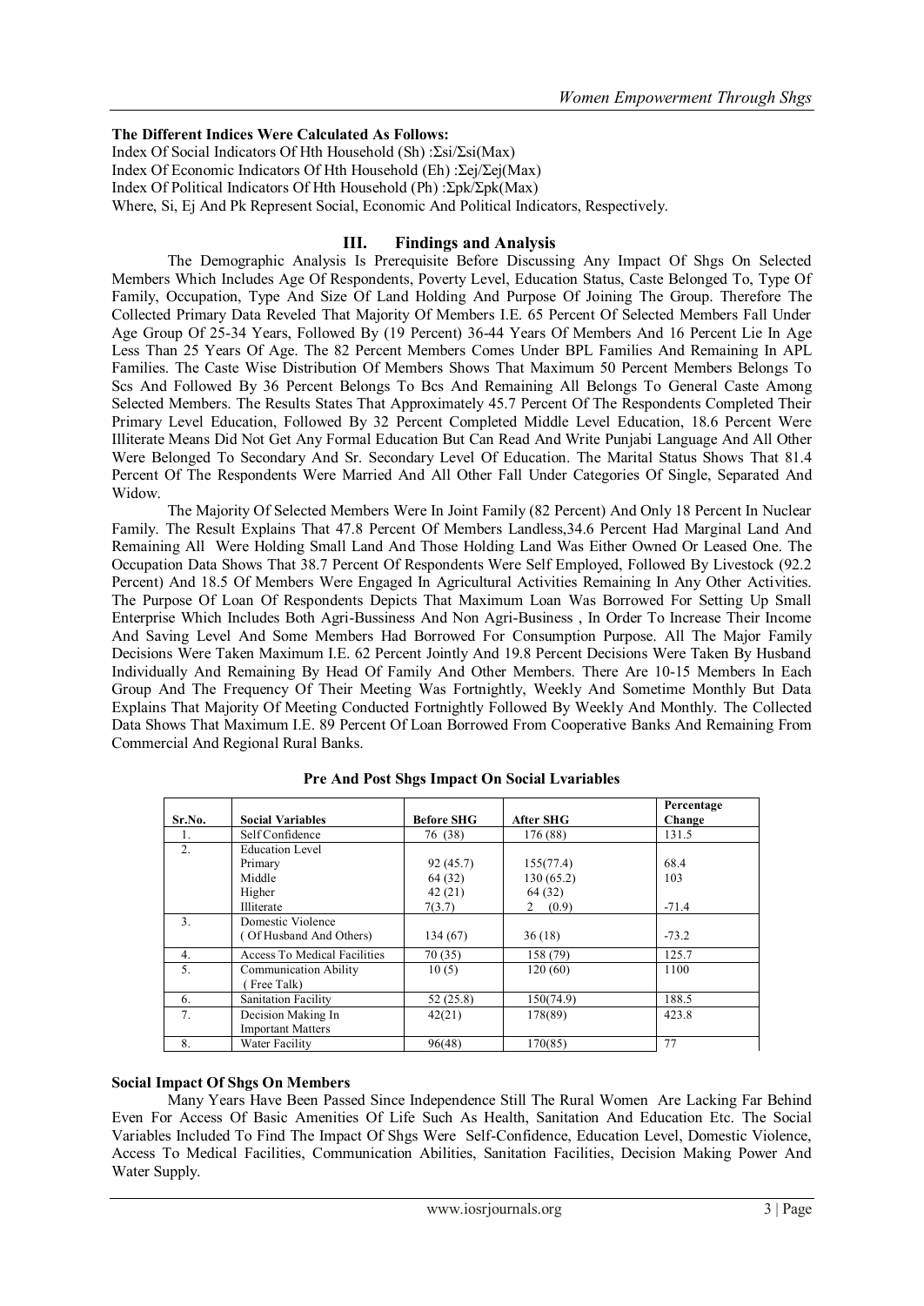**The Different Indices Were Calculated As Follows:**

Index Of Social Indicators Of Hth Household (Sh) :$\Sigma si/\Sigma si(Max)$

Index Of Economic Indicators Of Hth Household (Eh) :$\Sigma ej/\Sigma ej(Max)$

Index Of Political Indicators Of Hth Household (Ph) :$\Sigma pk/\Sigma pk(Max)$

Where, Si, Ej And Pk Represent Social, Economic And Political Indicators, Respectively.

## III. Findings and Analysis

The Demographic Analysis Is Prerequisite Before Discussing Any Impact Of Shgs On Selected Members Which Includes Age Of Respondents, Poverty Level, Education Status, Caste Belonged To, Type Of Family, Occupation, Type And Size Of Land Holding And Purpose Of Joining The Group. Therefore The Collected Primary Data Reveled That Majority Of Members I.E. 65 Percent Of Selected Members Fall Under Age Group Of 25-34 Years, Followed By (19 Percent) 36-44 Years Of Members And 16 Percent Lie In Age Less Than 25 Years Of Age. The 82 Percent Members Comes Under BPL Families And Remaining In APL Families. The Caste Wise Distribution Of Members Shows That Maximum 50 Percent Members Belongs To Scs And Followed By 36 Percent Belongs To Bcs And Remaining All Belongs To General Caste Among Selected Members. The Results States That Approximately 45.7 Percent Of The Respondents Completed Their Primary Level Education, Followed By 32 Percent Completed Middle Level Education, 18.6 Percent Were Illiterate Means Did Not Get Any Formal Education But Can Read And Write Punjabi Language And All Other Were Belonged To Secondary And Sr. Secondary Level Of Education. The Marital Status Shows That 81.4 Percent Of The Respondents Were Married And All Other Fall Under Categories Of Single, Separated And Widow.

The Majority Of Selected Members Were In Joint Family (82 Percent) And Only 18 Percent In Nuclear Family. The Result Explains That 47.8 Percent Of Members Landless,34.6 Percent Had Marginal Land And Remaining All Were Holding Small Land And Those Holding Land Was Either Owned Or Leased One. The Occupation Data Shows That 38.7 Percent Of Respondents Were Self Employed, Followed By Livestock (92.2 Percent) And 18.5 Of Members Were Engaged In Agricultural Activities Remaining In Any Other Activities. The Purpose Of Loan Of Respondents Depicts That Maximum Loan Was Borrowed For Setting Up Small Enterprise Which Includes Both Agri-Bussiness And Non Agri-Business , In Order To Increase Their Income And Saving Level And Some Members Had Borrowed For Consumption Purpose. All The Major Family Decisions Were Taken Maximum I.E. 62 Percent Jointly And 19.8 Percent Decisions Were Taken By Husband Individually And Remaining By Head Of Family And Other Members. There Are 10-15 Members In Each Group And The Frequency Of Their Meeting Was Fortnightly, Weekly And Sometime Monthly But Data Explains That Majority Of Meeting Conducted Fortnightly Followed By Weekly And Monthly. The Collected Data Shows That Maximum I.E. 89 Percent Of Loan Borrowed From Cooperative Banks And Remaining From Commercial And Regional Rural Banks.

**Pre And Post Shgs Impact On Social Lvariables**

| Sr.No. | Social Variables | Before SHG | After SHG | Percentage Change |
|---|---|---|---|---|
| 1. | Self Confidence | 76 (38) | 176 (88) | 131.5 |
| 2. | Education Level | | | |
| | Primary | 92 (45.7) | 155(77.4) | 68.4 |
| | Middle | 64 (32) | 130 (65.2) | 103 |
| | Higher | 42 (21) | 64 (32) | |
| | Illiterate | 7(3.7) | 2 (0.9) | -71.4 |
| 3. | Domestic Violence ( Of Husband And Others) | 134 (67) | 36 (18) | -73.2 |
| 4. | Access To Medical Facilities | 70 (35) | 158 (79) | 125.7 |
| 5. | Communication Ability ( Free Talk) | 10 (5) | 120 (60) | 1100 |
| 6. | Sanitation Facility | 52 (25.8) | 150(74.9) | 188.5 |
| 7. | Decision Making In Important Matters | 42(21) | 178(89) | 423.8 |
| 8. | Water Facility | 96(48) | 170(85) | 77 |

**Social Impact Of Shgs On Members**

Many Years Have Been Passed Since Independence Still The Rural Women Are Lacking Far Behind Even For Access Of Basic Amenities Of Life Such As Health, Sanitation And Education Etc. The Social Variables Included To Find The Impact Of Shgs Were Self-Confidence, Education Level, Domestic Violence, Access To Medical Facilities, Communication Abilities, Sanitation Facilities, Decision Making Power And Water Supply.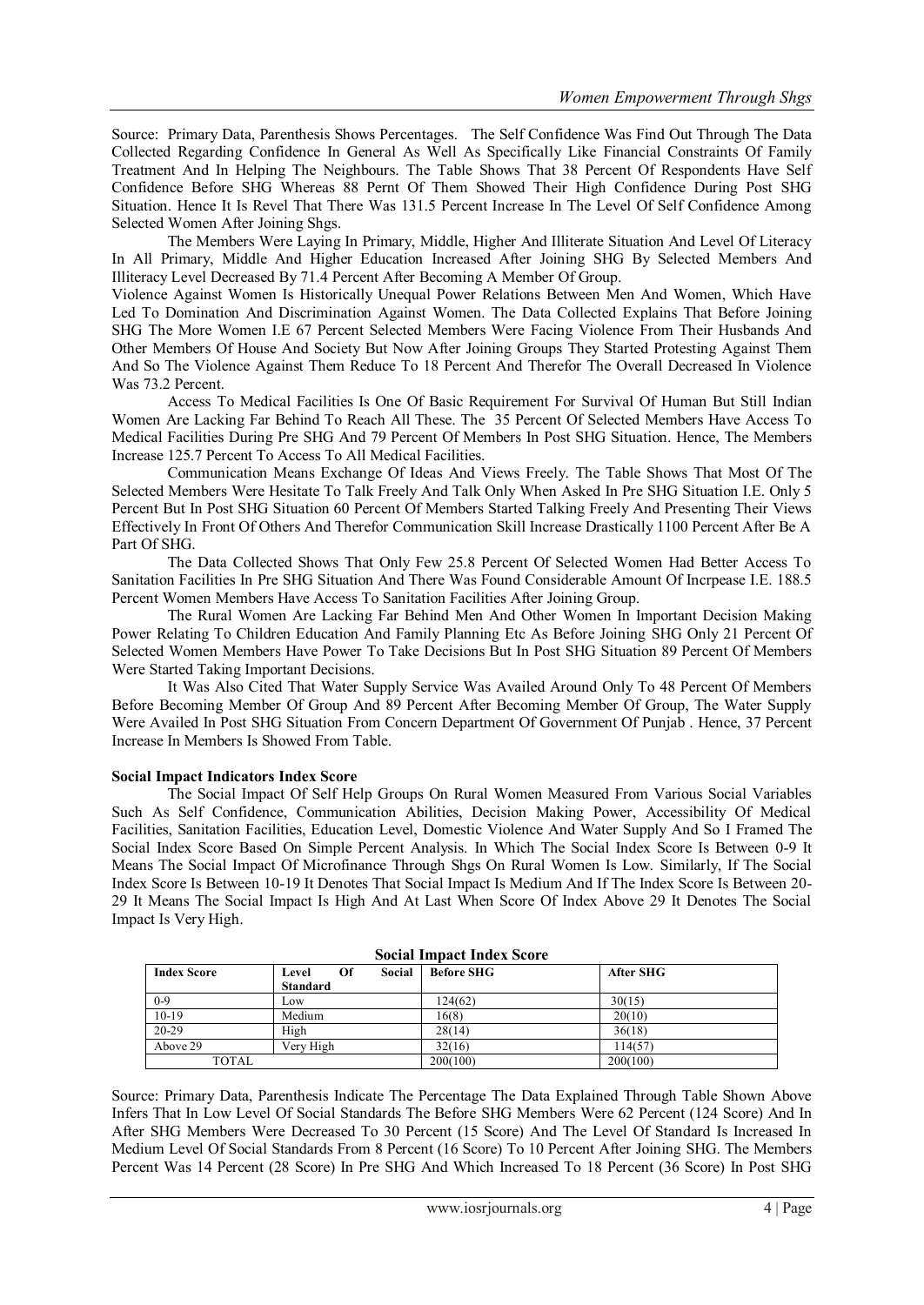Source: Primary Data, Parenthesis Shows Percentages. The Self Confidence Was Find Out Through The Data Collected Regarding Confidence In General As Well As Specifically Like Financial Constraints Of Family Treatment And In Helping The Neighbours. The Table Shows That 38 Percent Of Respondents Have Self Confidence Before SHG Whereas 88 Pernt Of Them Showed Their High Confidence During Post SHG Situation. Hence It Is Revel That There Was 131.5 Percent Increase In The Level Of Self Confidence Among Selected Women After Joining Shgs.

The Members Were Laying In Primary, Middle, Higher And Illiterate Situation And Level Of Literacy In All Primary, Middle And Higher Education Increased After Joining SHG By Selected Members And Illiteracy Level Decreased By 71.4 Percent After Becoming A Member Of Group.

Violence Against Women Is Historically Unequal Power Relations Between Men And Women, Which Have Led To Domination And Discrimination Against Women. The Data Collected Explains That Before Joining SHG The More Women I.E 67 Percent Selected Members Were Facing Violence From Their Husbands And Other Members Of House And Society But Now After Joining Groups They Started Protesting Against Them And So The Violence Against Them Reduce To 18 Percent And Therefor The Overall Decreased In Violence Was 73.2 Percent.

Access To Medical Facilities Is One Of Basic Requirement For Survival Of Human But Still Indian Women Are Lacking Far Behind To Reach All These. The 35 Percent Of Selected Members Have Access To Medical Facilities During Pre SHG And 79 Percent Of Members In Post SHG Situation. Hence, The Members Increase 125.7 Percent To Access To All Medical Facilities.

Communication Means Exchange Of Ideas And Views Freely. The Table Shows That Most Of The Selected Members Were Hesitate To Talk Freely And Talk Only When Asked In Pre SHG Situation I.E. Only 5 Percent But In Post SHG Situation 60 Percent Of Members Started Talking Freely And Presenting Their Views Effectively In Front Of Others And Therefor Communication Skill Increase Drastically 1100 Percent After Be A Part Of SHG.

The Data Collected Shows That Only Few 25.8 Percent Of Selected Women Had Better Access To Sanitation Facilities In Pre SHG Situation And There Was Found Considerable Amount Of Incrpease I.E. 188.5 Percent Women Members Have Access To Sanitation Facilities After Joining Group.

The Rural Women Are Lacking Far Behind Men And Other Women In Important Decision Making Power Relating To Children Education And Family Planning Etc As Before Joining SHG Only 21 Percent Of Selected Women Members Have Power To Take Decisions But In Post SHG Situation 89 Percent Of Members Were Started Taking Important Decisions.

It Was Also Cited That Water Supply Service Was Availed Around Only To 48 Percent Of Members Before Becoming Member Of Group And 89 Percent After Becoming Member Of Group, The Water Supply Were Availed In Post SHG Situation From Concern Department Of Government Of Punjab . Hence, 37 Percent Increase In Members Is Showed From Table.

**Social Impact Indicators Index Score**

The Social Impact Of Self Help Groups On Rural Women Measured From Various Social Variables Such As Self Confidence, Communication Abilities, Decision Making Power, Accessibility Of Medical Facilities, Sanitation Facilities, Education Level, Domestic Violence And Water Supply And So I Framed The Social Index Score Based On Simple Percent Analysis. In Which The Social Index Score Is Between 0-9 It Means The Social Impact Of Microfinance Through Shgs On Rural Women Is Low. Similarly, If The Social Index Score Is Between 10-19 It Denotes That Social Impact Is Medium And If The Index Score Is Between 20-29 It Means The Social Impact Is High And At Last When Score Of Index Above 29 It Denotes The Social Impact Is Very High.

**Social Impact Index Score**

| Index Score | Level Of Social Standard | Before SHG | After SHG |
|---|---|---|---|
| 0-9 | Low | 124(62) | 30(15) |
| 10-19 | Medium | 16(8) | 20(10) |
| 20-29 | High | 28(14) | 36(18) |
| Above 29 | Very High | 32(16) | 114(57) |
| TOTAL | | 200(100) | 200(100) |

Source: Primary Data, Parenthesis Indicate The Percentage The Data Explained Through Table Shown Above Infers That In Low Level Of Social Standards The Before SHG Members Were 62 Percent (124 Score) And In After SHG Members Were Decreased To 30 Percent (15 Score) And The Level Of Standard Is Increased In Medium Level Of Social Standards From 8 Percent (16 Score) To 10 Percent After Joining SHG. The Members Percent Was 14 Percent (28 Score) In Pre SHG And Which Increased To 18 Percent (36 Score) In Post SHG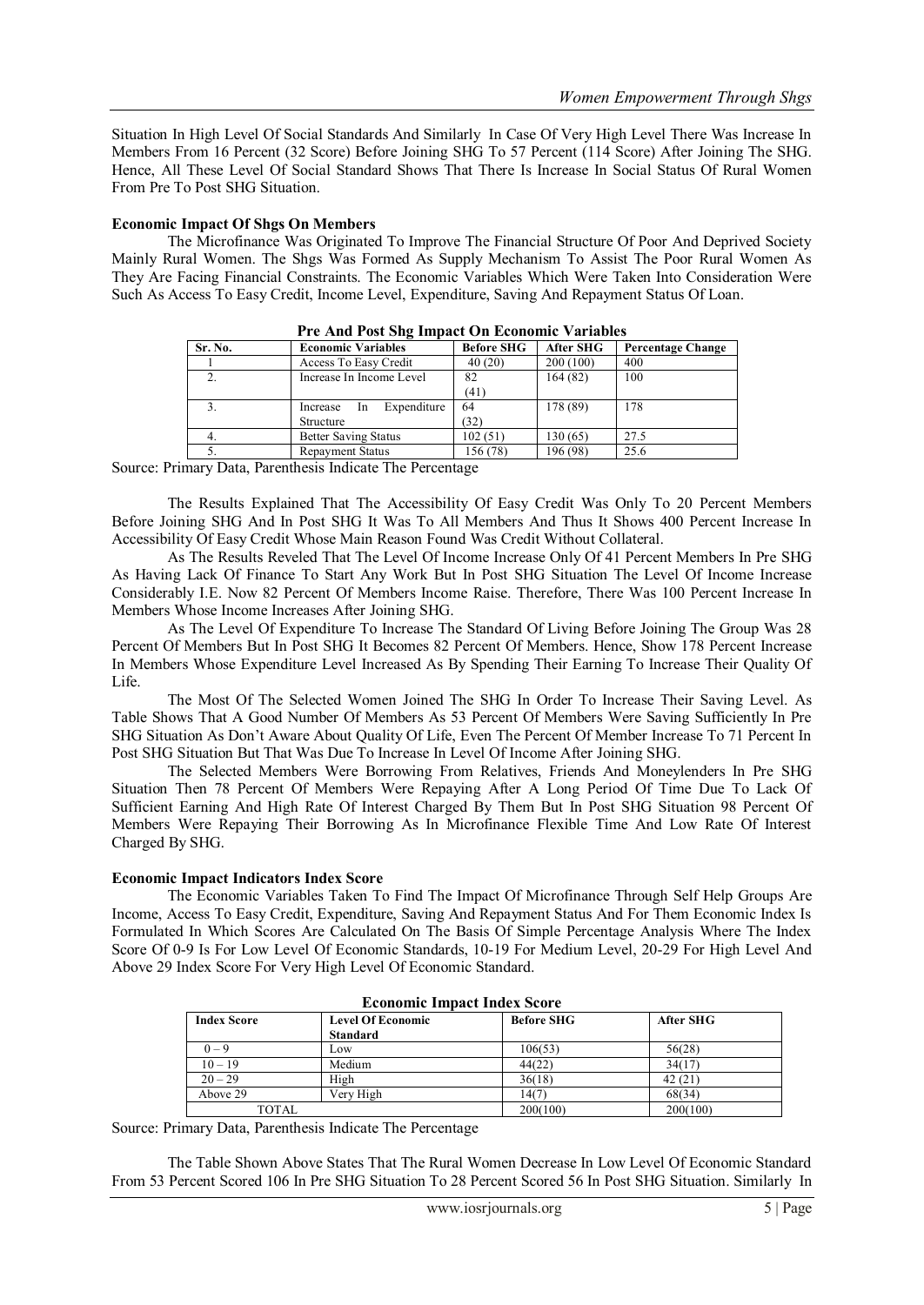Situation In High Level Of Social Standards And Similarly In Case Of Very High Level There Was Increase In Members From 16 Percent (32 Score) Before Joining SHG To 57 Percent (114 Score) After Joining The SHG. Hence, All These Level Of Social Standard Shows That There Is Increase In Social Status Of Rural Women From Pre To Post SHG Situation.

**Economic Impact Of Shgs On Members**

The Microfinance Was Originated To Improve The Financial Structure Of Poor And Deprived Society Mainly Rural Women. The Shgs Was Formed As Supply Mechanism To Assist The Poor Rural Women As They Are Facing Financial Constraints. The Economic Variables Which Were Taken Into Consideration Were Such As Access To Easy Credit, Income Level, Expenditure, Saving And Repayment Status Of Loan.

**Pre And Post Shg Impact On Economic Variables**

| Sr. No. | Economic Variables | Before SHG | After SHG | Percentage Change |
|---|---|---|---|---|
| 1 | Access To Easy Credit | 40 (20) | 200 (100) | 400 |
| 2. | Increase In Income Level | 82 (41) | 164 (82) | 100 |
| 3. | Increase In Expenditure Structure | 64 (32) | 178 (89) | 178 |
| 4. | Better Saving Status | 102 (51) | 130 (65) | 27.5 |
| 5. | Repayment Status | 156 (78) | 196 (98) | 25.6 |

Source: Primary Data, Parenthesis Indicate The Percentage

The Results Explained That The Accessibility Of Easy Credit Was Only To 20 Percent Members Before Joining SHG And In Post SHG It Was To All Members And Thus It Shows 400 Percent Increase In Accessibility Of Easy Credit Whose Main Reason Found Was Credit Without Collateral.

As The Results Reveled That The Level Of Income Increase Only Of 41 Percent Members In Pre SHG As Having Lack Of Finance To Start Any Work But In Post SHG Situation The Level Of Income Increase Considerably I.E. Now 82 Percent Of Members Income Raise. Therefore, There Was 100 Percent Increase In Members Whose Income Increases After Joining SHG.

As The Level Of Expenditure To Increase The Standard Of Living Before Joining The Group Was 28 Percent Of Members But In Post SHG It Becomes 82 Percent Of Members. Hence, Show 178 Percent Increase In Members Whose Expenditure Level Increased As By Spending Their Earning To Increase Their Quality Of Life.

The Most Of The Selected Women Joined The SHG In Order To Increase Their Saving Level. As Table Shows That A Good Number Of Members As 53 Percent Of Members Were Saving Sufficiently In Pre SHG Situation As Don't Aware About Quality Of Life, Even The Percent Of Member Increase To 71 Percent In Post SHG Situation But That Was Due To Increase In Level Of Income After Joining SHG.

The Selected Members Were Borrowing From Relatives, Friends And Moneylenders In Pre SHG Situation Then 78 Percent Of Members Were Repaying After A Long Period Of Time Due To Lack Of Sufficient Earning And High Rate Of Interest Charged By Them But In Post SHG Situation 98 Percent Of Members Were Repaying Their Borrowing As In Microfinance Flexible Time And Low Rate Of Interest Charged By SHG.

**Economic Impact Indicators Index Score**

The Economic Variables Taken To Find The Impact Of Microfinance Through Self Help Groups Are Income, Access To Easy Credit, Expenditure, Saving And Repayment Status And For Them Economic Index Is Formulated In Which Scores Are Calculated On The Basis Of Simple Percentage Analysis Where The Index Score Of 0-9 Is For Low Level Of Economic Standards, 10-19 For Medium Level, 20-29 For High Level And Above 29 Index Score For Very High Level Of Economic Standard.

**Economic Impact Index Score**

| Index Score | Level Of Economic Standard | Before SHG | After SHG |
|---|---|---|---|
| 0 – 9 | Low | 106(53) | 56(28) |
| 10 – 19 | Medium | 44(22) | 34(17) |
| 20 – 29 | High | 36(18) | 42 (21) |
| Above 29 | Very High | 14(7) | 68(34) |
| TOTAL | | 200(100) | 200(100) |

Source: Primary Data, Parenthesis Indicate The Percentage

The Table Shown Above States That The Rural Women Decrease In Low Level Of Economic Standard From 53 Percent Scored 106 In Pre SHG Situation To 28 Percent Scored 56 In Post SHG Situation. Similarly In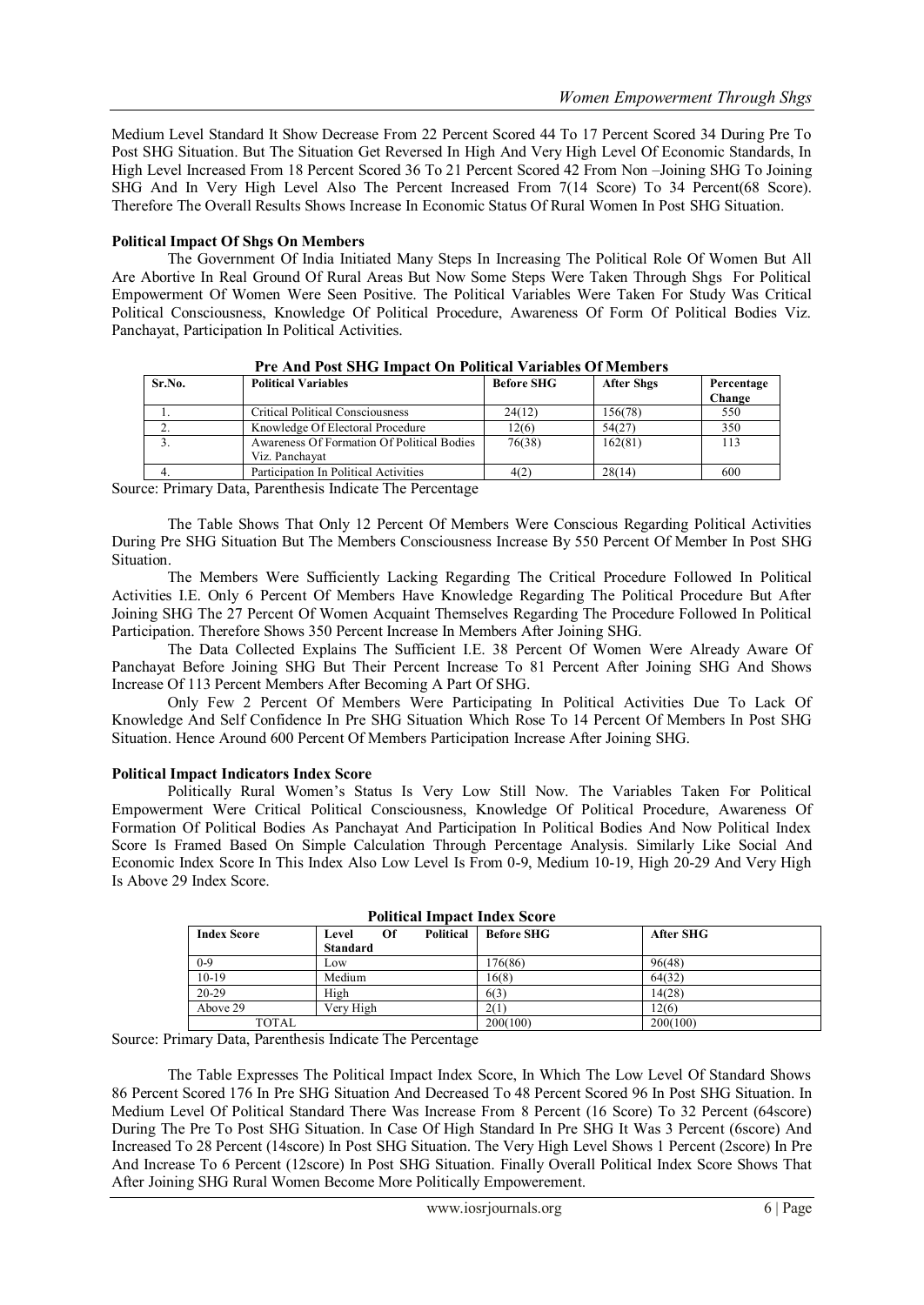Medium Level Standard It Show Decrease From 22 Percent Scored 44 To 17 Percent Scored 34 During Pre To Post SHG Situation. But The Situation Get Reversed In High And Very High Level Of Economic Standards, In High Level Increased From 18 Percent Scored 36 To 21 Percent Scored 42 From Non –Joining SHG To Joining SHG And In Very High Level Also The Percent Increased From 7(14 Score) To 34 Percent(68 Score). Therefore The Overall Results Shows Increase In Economic Status Of Rural Women In Post SHG Situation.

**Political Impact Of Shgs On Members**

The Government Of India Initiated Many Steps In Increasing The Political Role Of Women But All Are Abortive In Real Ground Of Rural Areas But Now Some Steps Were Taken Through Shgs For Political Empowerment Of Women Were Seen Positive. The Political Variables Were Taken For Study Was Critical Political Consciousness, Knowledge Of Political Procedure, Awareness Of Form Of Political Bodies Viz. Panchayat, Participation In Political Activities.

**Pre And Post SHG Impact On Political Variables Of Members**

| Sr.No. | Political Variables | Before SHG | After Shgs | Percentage Change |
|---|---|---|---|---|
| 1. | Critical Political Consciousness | 24(12) | 156(78) | 550 |
| 2. | Knowledge Of Electoral Procedure | 12(6) | 54(27) | 350 |
| 3. | Awareness Of Formation Of Political Bodies Viz. Panchayat | 76(38) | 162(81) | 113 |
| 4. | Participation In Political Activities | 4(2) | 28(14) | 600 |

Source: Primary Data, Parenthesis Indicate The Percentage

The Table Shows That Only 12 Percent Of Members Were Conscious Regarding Political Activities During Pre SHG Situation But The Members Consciousness Increase By 550 Percent Of Member In Post SHG Situation.

The Members Were Sufficiently Lacking Regarding The Critical Procedure Followed In Political Activities I.E. Only 6 Percent Of Members Have Knowledge Regarding The Political Procedure But After Joining SHG The 27 Percent Of Women Acquaint Themselves Regarding The Procedure Followed In Political Participation. Therefore Shows 350 Percent Increase In Members After Joining SHG.

The Data Collected Explains The Sufficient I.E. 38 Percent Of Women Were Already Aware Of Panchayat Before Joining SHG But Their Percent Increase To 81 Percent After Joining SHG And Shows Increase Of 113 Percent Members After Becoming A Part Of SHG.

Only Few 2 Percent Of Members Were Participating In Political Activities Due To Lack Of Knowledge And Self Confidence In Pre SHG Situation Which Rose To 14 Percent Of Members In Post SHG Situation. Hence Around 600 Percent Of Members Participation Increase After Joining SHG.

**Political Impact Indicators Index Score**

Politically Rural Women's Status Is Very Low Still Now. The Variables Taken For Political Empowerment Were Critical Political Consciousness, Knowledge Of Political Procedure, Awareness Of Formation Of Political Bodies As Panchayat And Participation In Political Bodies And Now Political Index Score Is Framed Based On Simple Calculation Through Percentage Analysis. Similarly Like Social And Economic Index Score In This Index Also Low Level Is From 0-9, Medium 10-19, High 20-29 And Very High Is Above 29 Index Score.

**Political Impact Index Score**

| Index Score | Level Of Political Standard | Before SHG | After SHG |
|---|---|---|---|
| 0-9 | Low | 176(86) | 96(48) |
| 10-19 | Medium | 16(8) | 64(32) |
| 20-29 | High | 6(3) | 14(28) |
| Above 29 | Very High | 2(1) | 12(6) |
| TOTAL | | 200(100) | 200(100) |

Source: Primary Data, Parenthesis Indicate The Percentage

The Table Expresses The Political Impact Index Score, In Which The Low Level Of Standard Shows 86 Percent Scored 176 In Pre SHG Situation And Decreased To 48 Percent Scored 96 In Post SHG Situation. In Medium Level Of Political Standard There Was Increase From 8 Percent (16 Score) To 32 Percent (64score) During The Pre To Post SHG Situation. In Case Of High Standard In Pre SHG It Was 3 Percent (6score) And Increased To 28 Percent (14score) In Post SHG Situation. The Very High Level Shows 1 Percent (2score) In Pre And Increase To 6 Percent (12score) In Post SHG Situation. Finally Overall Political Index Score Shows That After Joining SHG Rural Women Become More Politically Empowerement.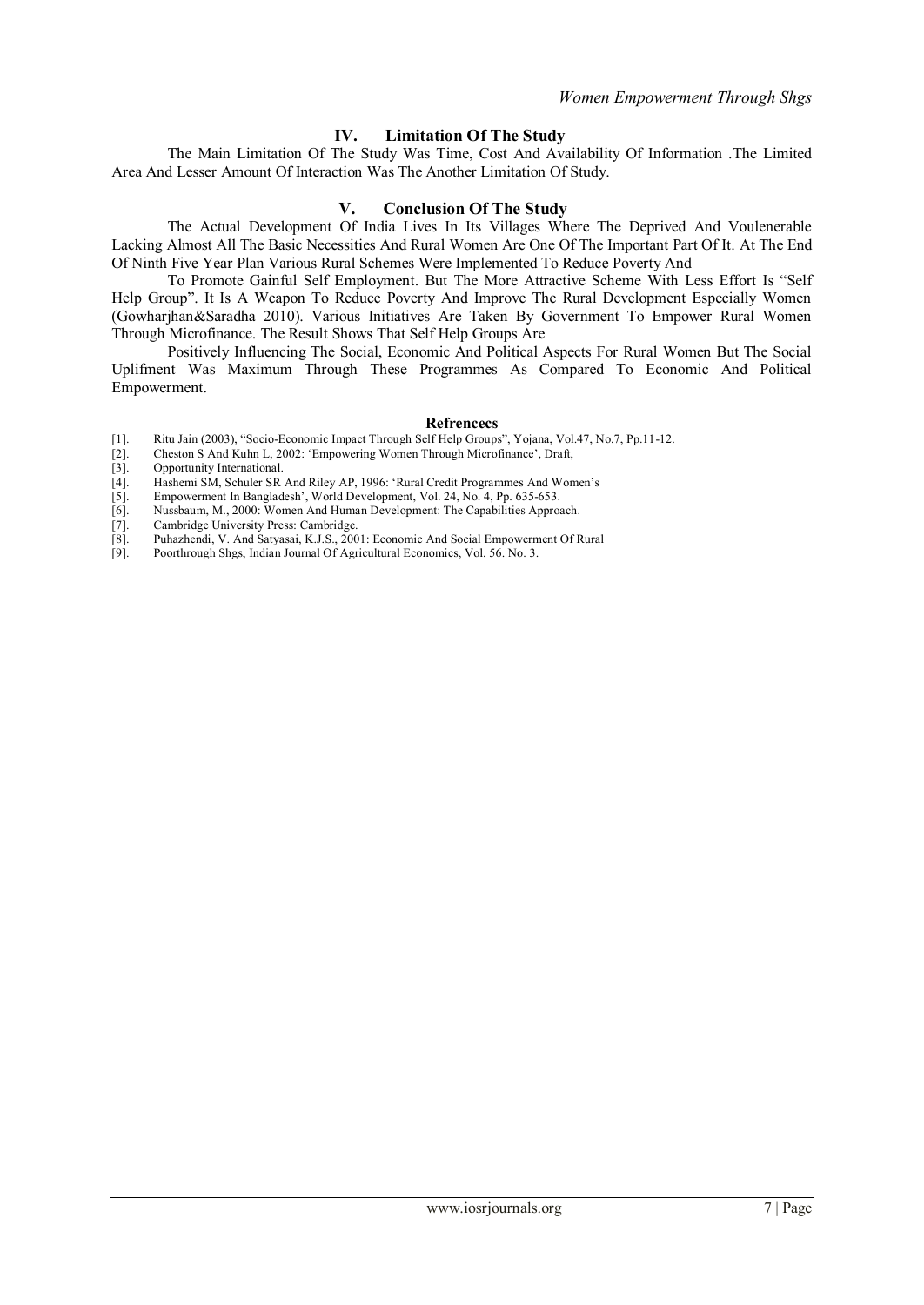## IV. Limitation Of The Study

The Main Limitation Of The Study Was Time, Cost And Availability Of Information .The Limited Area And Lesser Amount Of Interaction Was The Another Limitation Of Study.

## V. Conclusion Of The Study

The Actual Development Of India Lives In Its Villages Where The Deprived And Voulenerable Lacking Almost All The Basic Necessities And Rural Women Are One Of The Important Part Of It. At The End Of Ninth Five Year Plan Various Rural Schemes Were Implemented To Reduce Poverty And

To Promote Gainful Self Employment. But The More Attractive Scheme With Less Effort Is "Self Help Group". It Is A Weapon To Reduce Poverty And Improve The Rural Development Especially Women (Gowharjhan&Saradha 2010). Various Initiatives Are Taken By Government To Empower Rural Women Through Microfinance. The Result Shows That Self Help Groups Are

Positively Influencing The Social, Economic And Political Aspects For Rural Women But The Social Uplifment Was Maximum Through These Programmes As Compared To Economic And Political Empowerment.

## Refrencecs

[1]. Ritu Jain (2003), "Socio-Economic Impact Through Self Help Groups", Yojana, Vol.47, No.7, Pp.11-12.
[2]. Cheston S And Kuhn L, 2002: 'Empowering Women Through Microfinance', Draft,
[3]. Opportunity International.
[4]. Hashemi SM, Schuler SR And Riley AP, 1996: 'Rural Credit Programmes And Women's
[5]. Empowerment In Bangladesh', World Development, Vol. 24, No. 4, Pp. 635-653.
[6]. Nussbaum, M., 2000: Women And Human Development: The Capabilities Approach.
[7]. Cambridge University Press: Cambridge.
[8]. Puhazhendi, V. And Satyasai, K.J.S., 2001: Economic And Social Empowerment Of Rural
[9]. Poorthrough Shgs, Indian Journal Of Agricultural Economics, Vol. 56. No. 3.